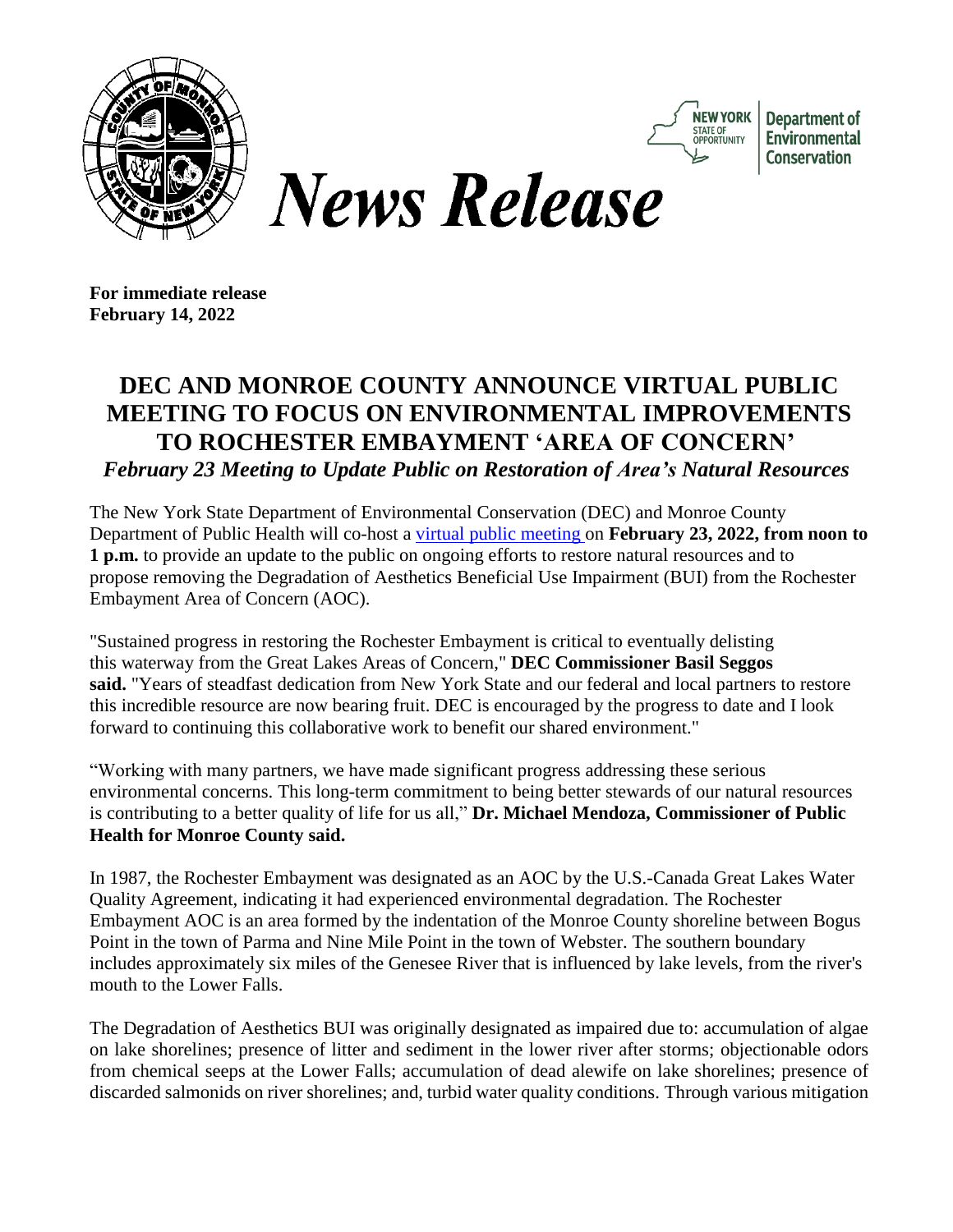**News Release**

**For immediate release**
**February 14, 2022**

# DEC AND MONROE COUNTY ANNOUNCE VIRTUAL PUBLIC MEETING TO FOCUS ON ENVIRONMENTAL IMPROVEMENTS TO ROCHESTER EMBAYMENT 'AREA OF CONCERN'

***February 23 Meeting to Update Public on Restoration of Area's Natural Resources***

The New York State Department of Environmental Conservation (DEC) and Monroe County Department of Public Health will co-host a virtual public meeting on **February 23, 2022, from noon to 1 p.m.** to provide an update to the public on ongoing efforts to restore natural resources and to propose removing the Degradation of Aesthetics Beneficial Use Impairment (BUI) from the Rochester Embayment Area of Concern (AOC).

"Sustained progress in restoring the Rochester Embayment is critical to eventually delisting this waterway from the Great Lakes Areas of Concern," **DEC Commissioner Basil Seggos said.** "Years of steadfast dedication from New York State and our federal and local partners to restore this incredible resource are now bearing fruit. DEC is encouraged by the progress to date and I look forward to continuing this collaborative work to benefit our shared environment."

"Working with many partners, we have made significant progress addressing these serious environmental concerns. This long-term commitment to being better stewards of our natural resources is contributing to a better quality of life for us all," **Dr. Michael Mendoza, Commissioner of Public Health for Monroe County said.**

In 1987, the Rochester Embayment was designated as an AOC by the U.S.-Canada Great Lakes Water Quality Agreement, indicating it had experienced environmental degradation. The Rochester Embayment AOC is an area formed by the indentation of the Monroe County shoreline between Bogus Point in the town of Parma and Nine Mile Point in the town of Webster. The southern boundary includes approximately six miles of the Genesee River that is influenced by lake levels, from the river's mouth to the Lower Falls.

The Degradation of Aesthetics BUI was originally designated as impaired due to: accumulation of algae on lake shorelines; presence of litter and sediment in the lower river after storms; objectionable odors from chemical seeps at the Lower Falls; accumulation of dead alewife on lake shorelines; presence of discarded salmonids on river shorelines; and, turbid water quality conditions. Through various mitigation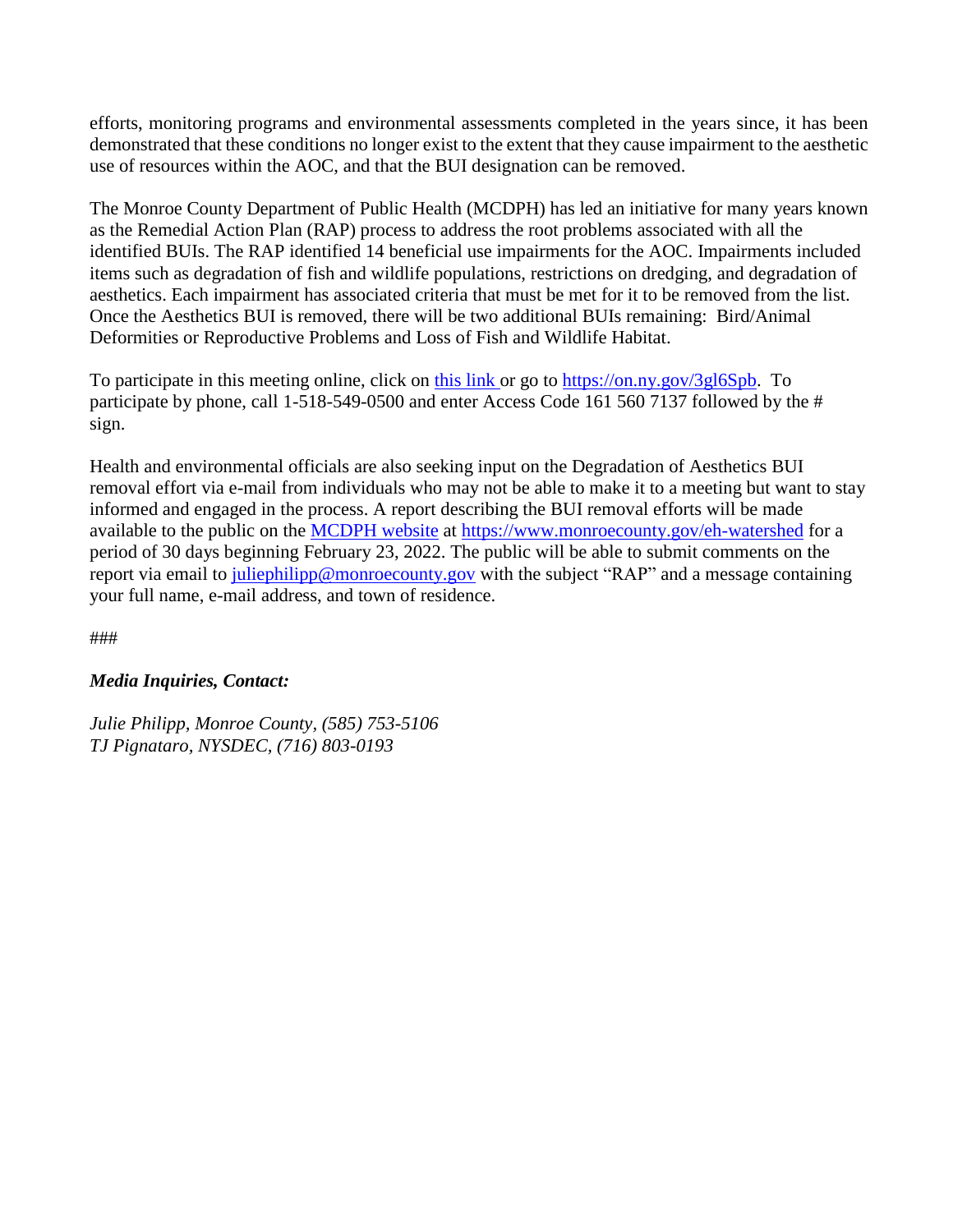efforts, monitoring programs and environmental assessments completed in the years since, it has been demonstrated that these conditions no longer exist to the extent that they cause impairment to the aesthetic use of resources within the AOC, and that the BUI designation can be removed.

The Monroe County Department of Public Health (MCDPH) has led an initiative for many years known as the Remedial Action Plan (RAP) process to address the root problems associated with all the identified BUIs. The RAP identified 14 beneficial use impairments for the AOC. Impairments included items such as degradation of fish and wildlife populations, restrictions on dredging, and degradation of aesthetics. Each impairment has associated criteria that must be met for it to be removed from the list. Once the Aesthetics BUI is removed, there will be two additional BUIs remaining: Bird/Animal Deformities or Reproductive Problems and Loss of Fish and Wildlife Habitat.

To participate in this meeting online, click on [this link](https://on.ny.gov/3gl6Spb) or go to [https://on.ny.gov/3gl6Spb](https://on.ny.gov/3gl6Spb). To participate by phone, call 1-518-549-0500 and enter Access Code 161 560 7137 followed by the # sign.

Health and environmental officials are also seeking input on the Degradation of Aesthetics BUI removal effort via e-mail from individuals who may not be able to make it to a meeting but want to stay informed and engaged in the process. A report describing the BUI removal efforts will be made available to the public on the [MCDPH website](https://www.monroecounty.gov/eh-watershed) at [https://www.monroecounty.gov/eh-watershed](https://www.monroecounty.gov/eh-watershed) for a period of 30 days beginning February 23, 2022. The public will be able to submit comments on the report via email to [juliephilipp@monroecounty.gov](mailto:juliephilipp@monroecounty.gov) with the subject "RAP" and a message containing your full name, e-mail address, and town of residence.

###

***Media Inquiries, Contact:***

*Julie Philipp, Monroe County, (585) 753-5106*
*TJ Pignataro, NYSDEC, (716) 803-0193*